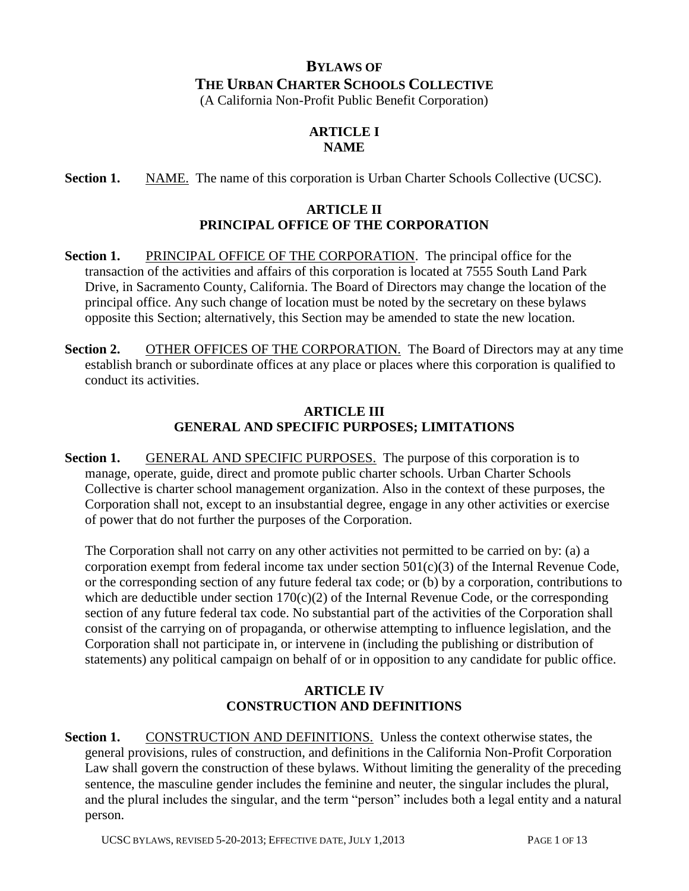# BYLAWS OF THE URBAN CHARTER SCHOOLS COLLECTIVE

(A California Non-Profit Public Benefit Corporation)

## ARTICLE I
## NAME

**Section 1.** NAME. The name of this corporation is Urban Charter Schools Collective (UCSC).

## ARTICLE II
## PRINCIPAL OFFICE OF THE CORPORATION

**Section 1.** PRINCIPAL OFFICE OF THE CORPORATION. The principal office for the transaction of the activities and affairs of this corporation is located at 7555 South Land Park Drive, in Sacramento County, California. The Board of Directors may change the location of the principal office. Any such change of location must be noted by the secretary on these bylaws opposite this Section; alternatively, this Section may be amended to state the new location.

**Section 2.** OTHER OFFICES OF THE CORPORATION. The Board of Directors may at any time establish branch or subordinate offices at any place or places where this corporation is qualified to conduct its activities.

## ARTICLE III
## GENERAL AND SPECIFIC PURPOSES; LIMITATIONS

**Section 1.** GENERAL AND SPECIFIC PURPOSES. The purpose of this corporation is to manage, operate, guide, direct and promote public charter schools. Urban Charter Schools Collective is charter school management organization. Also in the context of these purposes, the Corporation shall not, except to an insubstantial degree, engage in any other activities or exercise of power that do not further the purposes of the Corporation.

The Corporation shall not carry on any other activities not permitted to be carried on by: (a) a corporation exempt from federal income tax under section 501(c)(3) of the Internal Revenue Code, or the corresponding section of any future federal tax code; or (b) by a corporation, contributions to which are deductible under section 170(c)(2) of the Internal Revenue Code, or the corresponding section of any future federal tax code. No substantial part of the activities of the Corporation shall consist of the carrying on of propaganda, or otherwise attempting to influence legislation, and the Corporation shall not participate in, or intervene in (including the publishing or distribution of statements) any political campaign on behalf of or in opposition to any candidate for public office.

## ARTICLE IV
## CONSTRUCTION AND DEFINITIONS

**Section 1.** CONSTRUCTION AND DEFINITIONS. Unless the context otherwise states, the general provisions, rules of construction, and definitions in the California Non-Profit Corporation Law shall govern the construction of these bylaws. Without limiting the generality of the preceding sentence, the masculine gender includes the feminine and neuter, the singular includes the plural, and the plural includes the singular, and the term "person" includes both a legal entity and a natural person.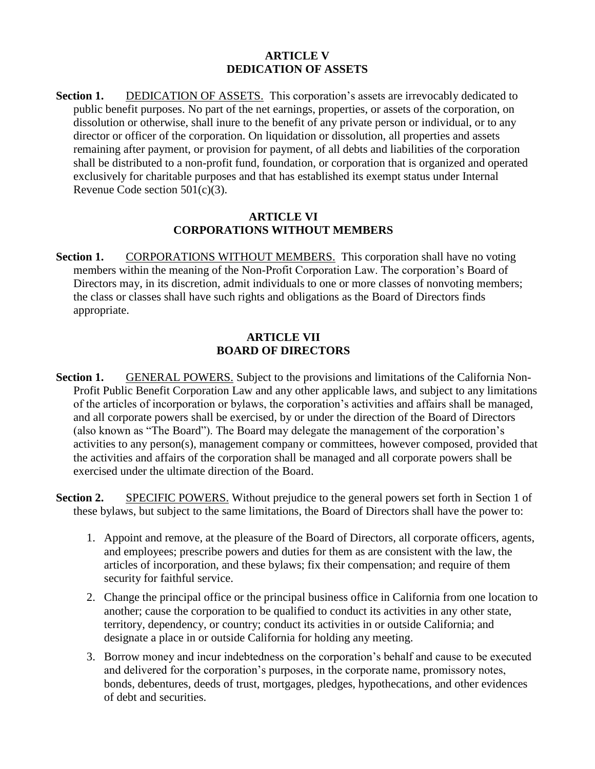## ARTICLE V
## DEDICATION OF ASSETS

**Section 1.** DEDICATION OF ASSETS. This corporation's assets are irrevocably dedicated to public benefit purposes. No part of the net earnings, properties, or assets of the corporation, on dissolution or otherwise, shall inure to the benefit of any private person or individual, or to any director or officer of the corporation. On liquidation or dissolution, all properties and assets remaining after payment, or provision for payment, of all debts and liabilities of the corporation shall be distributed to a non-profit fund, foundation, or corporation that is organized and operated exclusively for charitable purposes and that has established its exempt status under Internal Revenue Code section 501(c)(3).

## ARTICLE VI
## CORPORATIONS WITHOUT MEMBERS

**Section 1.** CORPORATIONS WITHOUT MEMBERS. This corporation shall have no voting members within the meaning of the Non-Profit Corporation Law. The corporation's Board of Directors may, in its discretion, admit individuals to one or more classes of nonvoting members; the class or classes shall have such rights and obligations as the Board of Directors finds appropriate.

## ARTICLE VII
## BOARD OF DIRECTORS

**Section 1.** GENERAL POWERS. Subject to the provisions and limitations of the California Non-Profit Public Benefit Corporation Law and any other applicable laws, and subject to any limitations of the articles of incorporation or bylaws, the corporation's activities and affairs shall be managed, and all corporate powers shall be exercised, by or under the direction of the Board of Directors (also known as "The Board"). The Board may delegate the management of the corporation's activities to any person(s), management company or committees, however composed, provided that the activities and affairs of the corporation shall be managed and all corporate powers shall be exercised under the ultimate direction of the Board.

**Section 2.** SPECIFIC POWERS. Without prejudice to the general powers set forth in Section 1 of these bylaws, but subject to the same limitations, the Board of Directors shall have the power to:

1. Appoint and remove, at the pleasure of the Board of Directors, all corporate officers, agents, and employees; prescribe powers and duties for them as are consistent with the law, the articles of incorporation, and these bylaws; fix their compensation; and require of them security for faithful service.
2. Change the principal office or the principal business office in California from one location to another; cause the corporation to be qualified to conduct its activities in any other state, territory, dependency, or country; conduct its activities in or outside California; and designate a place in or outside California for holding any meeting.
3. Borrow money and incur indebtedness on the corporation's behalf and cause to be executed and delivered for the corporation's purposes, in the corporate name, promissory notes, bonds, debentures, deeds of trust, mortgages, pledges, hypothecations, and other evidences of debt and securities.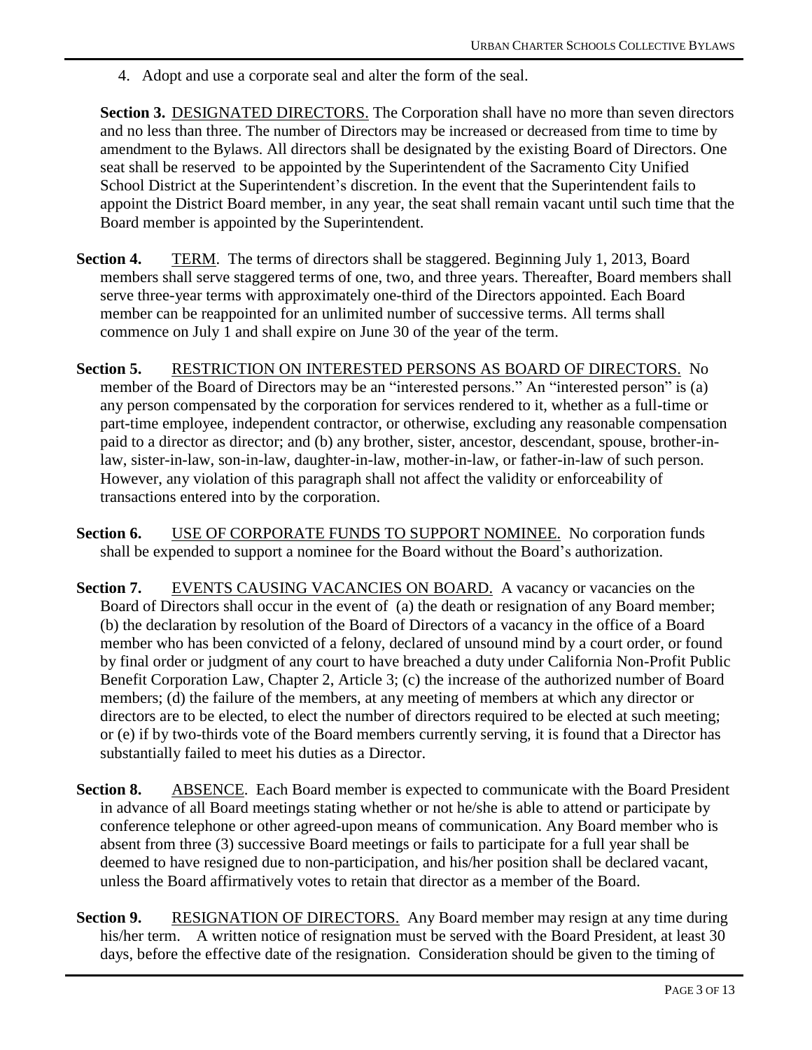4. Adopt and use a corporate seal and alter the form of the seal.

**Section 3.** DESIGNATED DIRECTORS. The Corporation shall have no more than seven directors and no less than three. The number of Directors may be increased or decreased from time to time by amendment to the Bylaws. All directors shall be designated by the existing Board of Directors. One seat shall be reserved to be appointed by the Superintendent of the Sacramento City Unified School District at the Superintendent's discretion. In the event that the Superintendent fails to appoint the District Board member, in any year, the seat shall remain vacant until such time that the Board member is appointed by the Superintendent.

**Section 4.** TERM. The terms of directors shall be staggered. Beginning July 1, 2013, Board members shall serve staggered terms of one, two, and three years. Thereafter, Board members shall serve three-year terms with approximately one-third of the Directors appointed. Each Board member can be reappointed for an unlimited number of successive terms. All terms shall commence on July 1 and shall expire on June 30 of the year of the term.

**Section 5.** RESTRICTION ON INTERESTED PERSONS AS BOARD OF DIRECTORS. No member of the Board of Directors may be an "interested persons." An "interested person" is (a) any person compensated by the corporation for services rendered to it, whether as a full-time or part-time employee, independent contractor, or otherwise, excluding any reasonable compensation paid to a director as director; and (b) any brother, sister, ancestor, descendant, spouse, brother-in-law, sister-in-law, son-in-law, daughter-in-law, mother-in-law, or father-in-law of such person. However, any violation of this paragraph shall not affect the validity or enforceability of transactions entered into by the corporation.

**Section 6.** USE OF CORPORATE FUNDS TO SUPPORT NOMINEE. No corporation funds shall be expended to support a nominee for the Board without the Board's authorization.

**Section 7.** EVENTS CAUSING VACANCIES ON BOARD. A vacancy or vacancies on the Board of Directors shall occur in the event of (a) the death or resignation of any Board member; (b) the declaration by resolution of the Board of Directors of a vacancy in the office of a Board member who has been convicted of a felony, declared of unsound mind by a court order, or found by final order or judgment of any court to have breached a duty under California Non-Profit Public Benefit Corporation Law, Chapter 2, Article 3; (c) the increase of the authorized number of Board members; (d) the failure of the members, at any meeting of members at which any director or directors are to be elected, to elect the number of directors required to be elected at such meeting; or (e) if by two-thirds vote of the Board members currently serving, it is found that a Director has substantially failed to meet his duties as a Director.

**Section 8.** ABSENCE. Each Board member is expected to communicate with the Board President in advance of all Board meetings stating whether or not he/she is able to attend or participate by conference telephone or other agreed-upon means of communication. Any Board member who is absent from three (3) successive Board meetings or fails to participate for a full year shall be deemed to have resigned due to non-participation, and his/her position shall be declared vacant, unless the Board affirmatively votes to retain that director as a member of the Board.

**Section 9.** RESIGNATION OF DIRECTORS. Any Board member may resign at any time during his/her term. A written notice of resignation must be served with the Board President, at least 30 days, before the effective date of the resignation. Consideration should be given to the timing of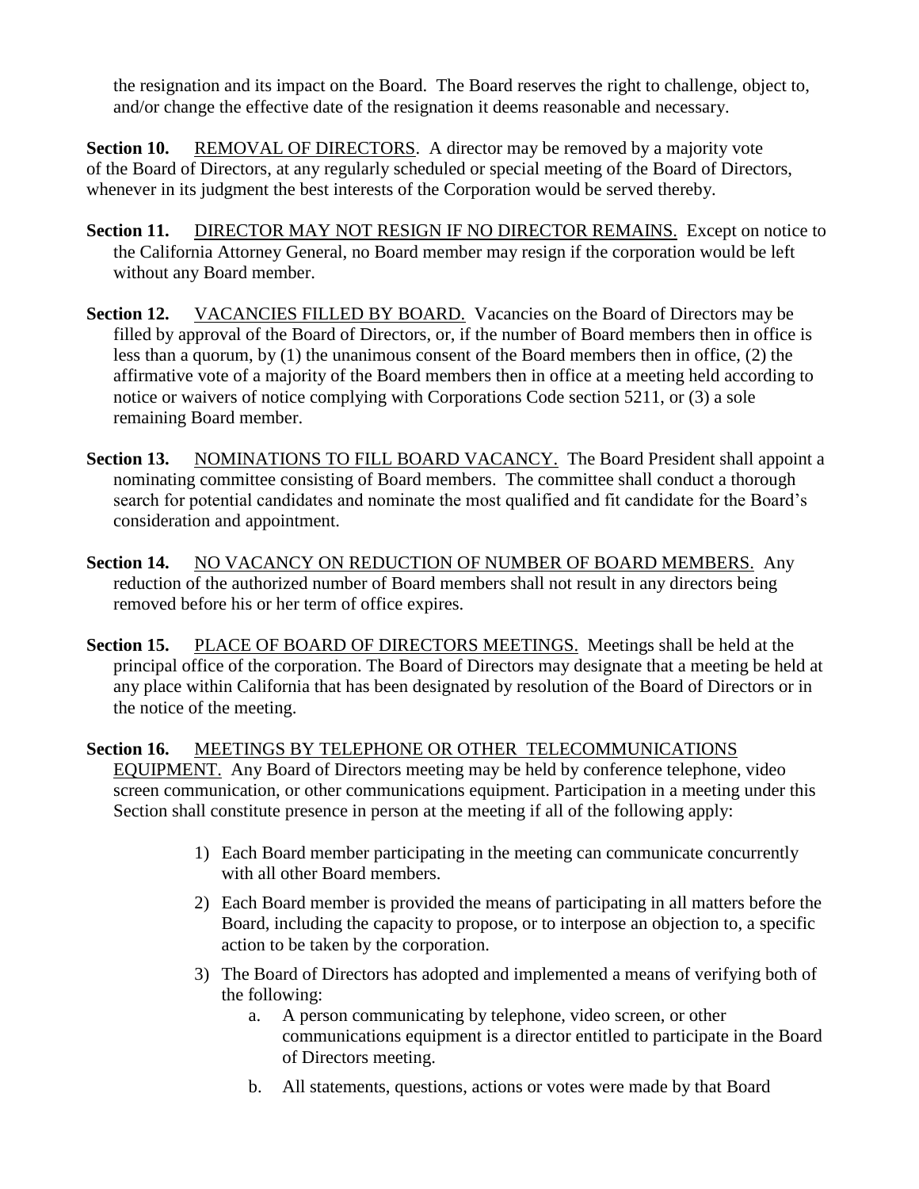the resignation and its impact on the Board. The Board reserves the right to challenge, object to, and/or change the effective date of the resignation it deems reasonable and necessary.

**Section 10.** REMOVAL OF DIRECTORS. A director may be removed by a majority vote of the Board of Directors, at any regularly scheduled or special meeting of the Board of Directors, whenever in its judgment the best interests of the Corporation would be served thereby.

**Section 11.** DIRECTOR MAY NOT RESIGN IF NO DIRECTOR REMAINS. Except on notice to the California Attorney General, no Board member may resign if the corporation would be left without any Board member.

**Section 12.** VACANCIES FILLED BY BOARD. Vacancies on the Board of Directors may be filled by approval of the Board of Directors, or, if the number of Board members then in office is less than a quorum, by (1) the unanimous consent of the Board members then in office, (2) the affirmative vote of a majority of the Board members then in office at a meeting held according to notice or waivers of notice complying with Corporations Code section 5211, or (3) a sole remaining Board member.

**Section 13.** NOMINATIONS TO FILL BOARD VACANCY. The Board President shall appoint a nominating committee consisting of Board members. The committee shall conduct a thorough search for potential candidates and nominate the most qualified and fit candidate for the Board's consideration and appointment.

**Section 14.** NO VACANCY ON REDUCTION OF NUMBER OF BOARD MEMBERS. Any reduction of the authorized number of Board members shall not result in any directors being removed before his or her term of office expires.

**Section 15.** PLACE OF BOARD OF DIRECTORS MEETINGS. Meetings shall be held at the principal office of the corporation. The Board of Directors may designate that a meeting be held at any place within California that has been designated by resolution of the Board of Directors or in the notice of the meeting.

**Section 16.** MEETINGS BY TELEPHONE OR OTHER TELECOMMUNICATIONS EQUIPMENT. Any Board of Directors meeting may be held by conference telephone, video screen communication, or other communications equipment. Participation in a meeting under this Section shall constitute presence in person at the meeting if all of the following apply:

1) Each Board member participating in the meeting can communicate concurrently with all other Board members.
2) Each Board member is provided the means of participating in all matters before the Board, including the capacity to propose, or to interpose an objection to, a specific action to be taken by the corporation.
3) The Board of Directors has adopted and implemented a means of verifying both of the following:
    a. A person communicating by telephone, video screen, or other communications equipment is a director entitled to participate in the Board of Directors meeting.
    b. All statements, questions, actions or votes were made by that Board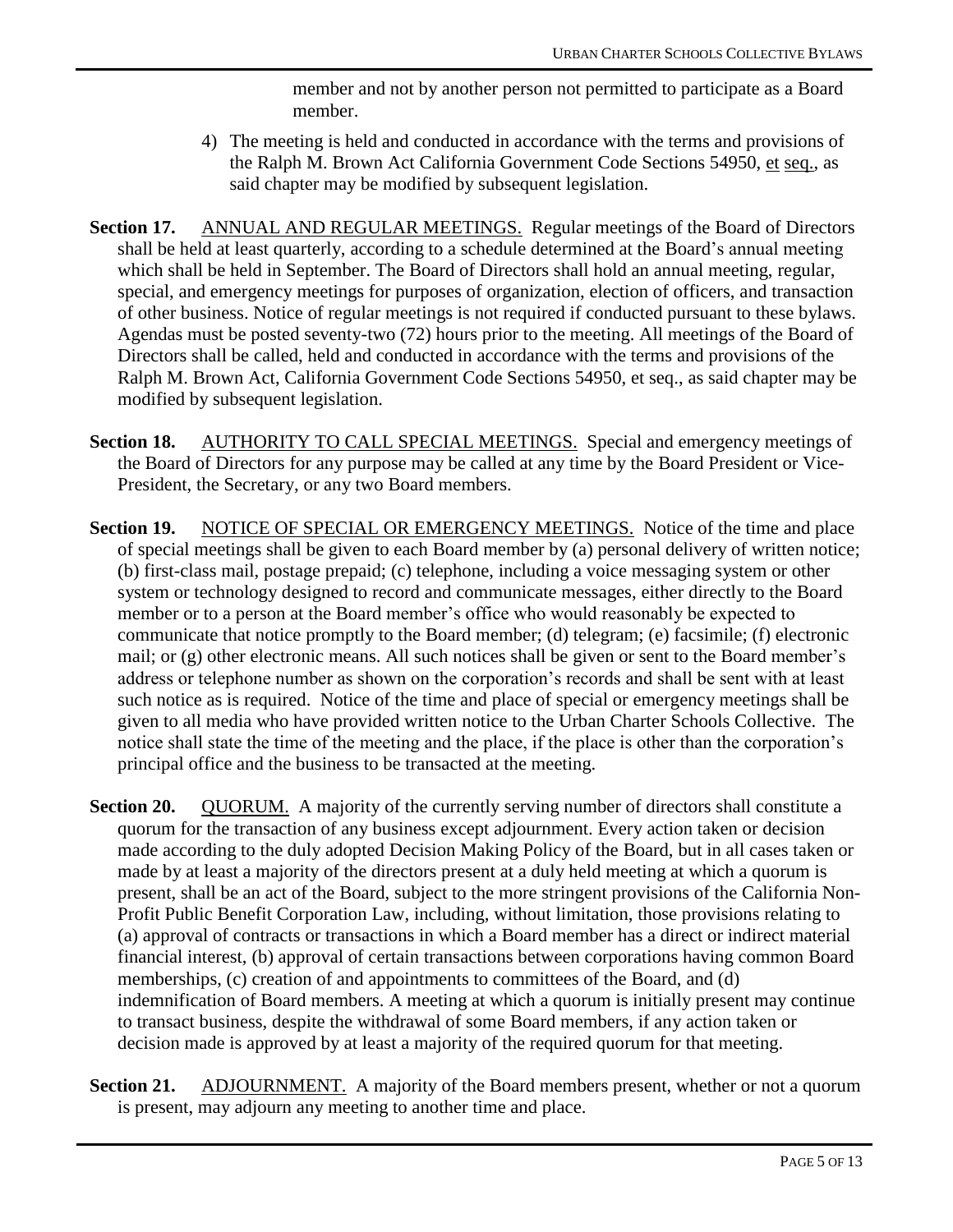member and not by another person not permitted to participate as a Board member.

4) The meeting is held and conducted in accordance with the terms and provisions of the Ralph M. Brown Act California Government Code Sections 54950, <u>et</u> <u>seq.</u>, as said chapter may be modified by subsequent legislation.

**Section 17.** <u>ANNUAL AND REGULAR MEETINGS.</u> Regular meetings of the Board of Directors shall be held at least quarterly, according to a schedule determined at the Board's annual meeting which shall be held in September. The Board of Directors shall hold an annual meeting, regular, special, and emergency meetings for purposes of organization, election of officers, and transaction of other business. Notice of regular meetings is not required if conducted pursuant to these bylaws. Agendas must be posted seventy-two (72) hours prior to the meeting. All meetings of the Board of Directors shall be called, held and conducted in accordance with the terms and provisions of the Ralph M. Brown Act, California Government Code Sections 54950, et seq., as said chapter may be modified by subsequent legislation.

**Section 18.** <u>AUTHORITY TO CALL SPECIAL MEETINGS.</u> Special and emergency meetings of the Board of Directors for any purpose may be called at any time by the Board President or Vice-President, the Secretary, or any two Board members.

**Section 19.** <u>NOTICE OF SPECIAL OR EMERGENCY MEETINGS.</u> Notice of the time and place of special meetings shall be given to each Board member by (a) personal delivery of written notice; (b) first-class mail, postage prepaid; (c) telephone, including a voice messaging system or other system or technology designed to record and communicate messages, either directly to the Board member or to a person at the Board member's office who would reasonably be expected to communicate that notice promptly to the Board member; (d) telegram; (e) facsimile; (f) electronic mail; or (g) other electronic means. All such notices shall be given or sent to the Board member's address or telephone number as shown on the corporation's records and shall be sent with at least such notice as is required. Notice of the time and place of special or emergency meetings shall be given to all media who have provided written notice to the Urban Charter Schools Collective. The notice shall state the time of the meeting and the place, if the place is other than the corporation's principal office and the business to be transacted at the meeting.

**Section 20.** <u>QUORUM.</u> A majority of the currently serving number of directors shall constitute a quorum for the transaction of any business except adjournment. Every action taken or decision made according to the duly adopted Decision Making Policy of the Board, but in all cases taken or made by at least a majority of the directors present at a duly held meeting at which a quorum is present, shall be an act of the Board, subject to the more stringent provisions of the California Non-Profit Public Benefit Corporation Law, including, without limitation, those provisions relating to (a) approval of contracts or transactions in which a Board member has a direct or indirect material financial interest, (b) approval of certain transactions between corporations having common Board memberships, (c) creation of and appointments to committees of the Board, and (d) indemnification of Board members. A meeting at which a quorum is initially present may continue to transact business, despite the withdrawal of some Board members, if any action taken or decision made is approved by at least a majority of the required quorum for that meeting.

**Section 21.** <u>ADJOURNMENT.</u> A majority of the Board members present, whether or not a quorum is present, may adjourn any meeting to another time and place.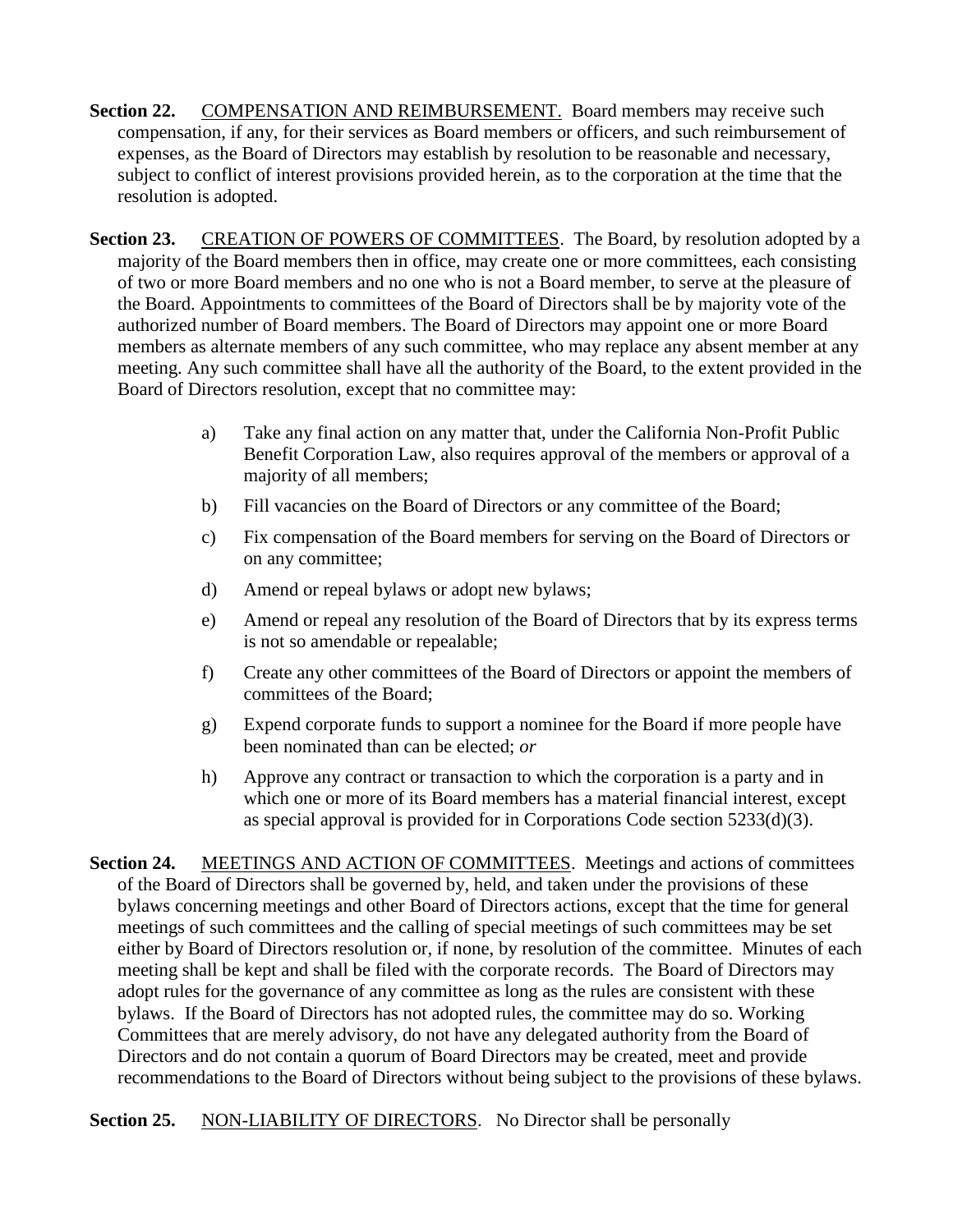**Section 22.** COMPENSATION AND REIMBURSEMENT. Board members may receive such compensation, if any, for their services as Board members or officers, and such reimbursement of expenses, as the Board of Directors may establish by resolution to be reasonable and necessary, subject to conflict of interest provisions provided herein, as to the corporation at the time that the resolution is adopted.

**Section 23.** CREATION OF POWERS OF COMMITTEES. The Board, by resolution adopted by a majority of the Board members then in office, may create one or more committees, each consisting of two or more Board members and no one who is not a Board member, to serve at the pleasure of the Board. Appointments to committees of the Board of Directors shall be by majority vote of the authorized number of Board members. The Board of Directors may appoint one or more Board members as alternate members of any such committee, who may replace any absent member at any meeting. Any such committee shall have all the authority of the Board, to the extent provided in the Board of Directors resolution, except that no committee may:

a) Take any final action on any matter that, under the California Non-Profit Public Benefit Corporation Law, also requires approval of the members or approval of a majority of all members;

b) Fill vacancies on the Board of Directors or any committee of the Board;

c) Fix compensation of the Board members for serving on the Board of Directors or on any committee;

d) Amend or repeal bylaws or adopt new bylaws;

e) Amend or repeal any resolution of the Board of Directors that by its express terms is not so amendable or repealable;

f) Create any other committees of the Board of Directors or appoint the members of committees of the Board;

g) Expend corporate funds to support a nominee for the Board if more people have been nominated than can be elected; *or*

h) Approve any contract or transaction to which the corporation is a party and in which one or more of its Board members has a material financial interest, except as special approval is provided for in Corporations Code section 5233(d)(3).

**Section 24.** MEETINGS AND ACTION OF COMMITTEES. Meetings and actions of committees of the Board of Directors shall be governed by, held, and taken under the provisions of these bylaws concerning meetings and other Board of Directors actions, except that the time for general meetings of such committees and the calling of special meetings of such committees may be set either by Board of Directors resolution or, if none, by resolution of the committee. Minutes of each meeting shall be kept and shall be filed with the corporate records. The Board of Directors may adopt rules for the governance of any committee as long as the rules are consistent with these bylaws. If the Board of Directors has not adopted rules, the committee may do so. Working Committees that are merely advisory, do not have any delegated authority from the Board of Directors and do not contain a quorum of Board Directors may be created, meet and provide recommendations to the Board of Directors without being subject to the provisions of these bylaws.

**Section 25.** NON-LIABILITY OF DIRECTORS. No Director shall be personally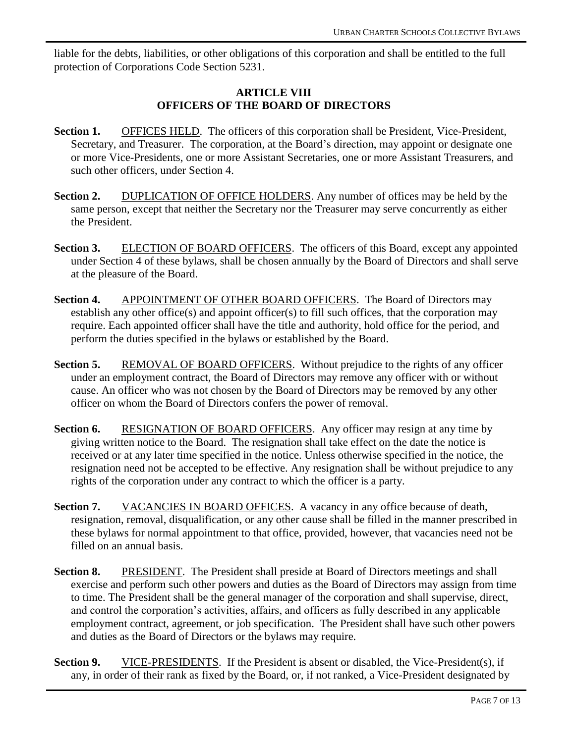liable for the debts, liabilities, or other obligations of this corporation and shall be entitled to the full protection of Corporations Code Section 5231.

## ARTICLE VIII
## OFFICERS OF THE BOARD OF DIRECTORS

**Section 1.** OFFICES HELD. The officers of this corporation shall be President, Vice-President, Secretary, and Treasurer. The corporation, at the Board's direction, may appoint or designate one or more Vice-Presidents, one or more Assistant Secretaries, one or more Assistant Treasurers, and such other officers, under Section 4.

**Section 2.** DUPLICATION OF OFFICE HOLDERS. Any number of offices may be held by the same person, except that neither the Secretary nor the Treasurer may serve concurrently as either the President.

**Section 3.** ELECTION OF BOARD OFFICERS. The officers of this Board, except any appointed under Section 4 of these bylaws, shall be chosen annually by the Board of Directors and shall serve at the pleasure of the Board.

**Section 4.** APPOINTMENT OF OTHER BOARD OFFICERS. The Board of Directors may establish any other office(s) and appoint officer(s) to fill such offices, that the corporation may require. Each appointed officer shall have the title and authority, hold office for the period, and perform the duties specified in the bylaws or established by the Board.

**Section 5.** REMOVAL OF BOARD OFFICERS. Without prejudice to the rights of any officer under an employment contract, the Board of Directors may remove any officer with or without cause. An officer who was not chosen by the Board of Directors may be removed by any other officer on whom the Board of Directors confers the power of removal.

**Section 6.** RESIGNATION OF BOARD OFFICERS. Any officer may resign at any time by giving written notice to the Board. The resignation shall take effect on the date the notice is received or at any later time specified in the notice. Unless otherwise specified in the notice, the resignation need not be accepted to be effective. Any resignation shall be without prejudice to any rights of the corporation under any contract to which the officer is a party.

**Section 7.** VACANCIES IN BOARD OFFICES. A vacancy in any office because of death, resignation, removal, disqualification, or any other cause shall be filled in the manner prescribed in these bylaws for normal appointment to that office, provided, however, that vacancies need not be filled on an annual basis.

**Section 8.** PRESIDENT. The President shall preside at Board of Directors meetings and shall exercise and perform such other powers and duties as the Board of Directors may assign from time to time. The President shall be the general manager of the corporation and shall supervise, direct, and control the corporation's activities, affairs, and officers as fully described in any applicable employment contract, agreement, or job specification. The President shall have such other powers and duties as the Board of Directors or the bylaws may require.

**Section 9.** VICE-PRESIDENTS. If the President is absent or disabled, the Vice-President(s), if any, in order of their rank as fixed by the Board, or, if not ranked, a Vice-President designated by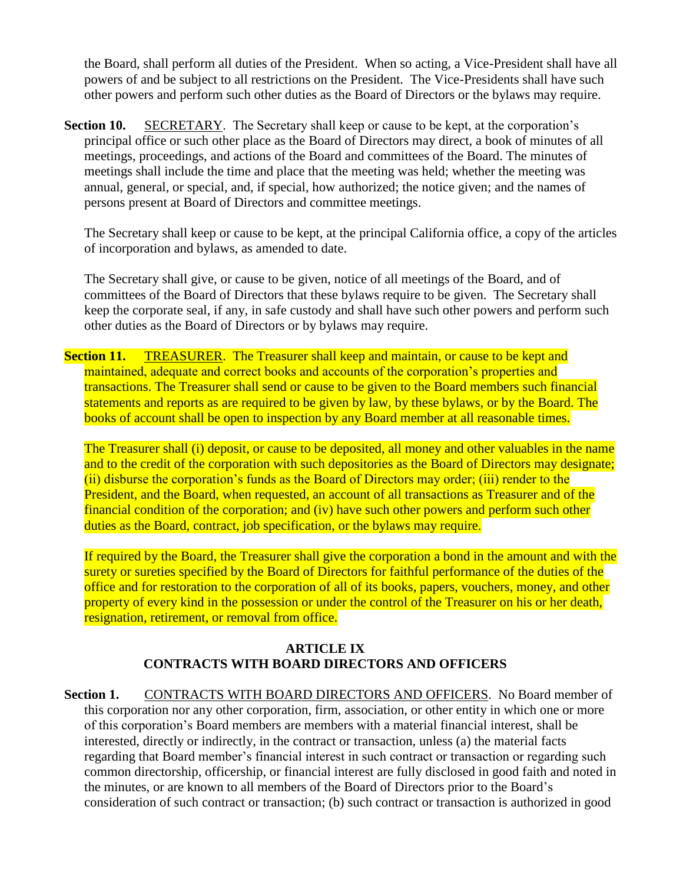the Board, shall perform all duties of the President. When so acting, a Vice-President shall have all powers of and be subject to all restrictions on the President. The Vice-Presidents shall have such other powers and perform such other duties as the Board of Directors or the bylaws may require.

**Section 10.** SECRETARY. The Secretary shall keep or cause to be kept, at the corporation's principal office or such other place as the Board of Directors may direct, a book of minutes of all meetings, proceedings, and actions of the Board and committees of the Board. The minutes of meetings shall include the time and place that the meeting was held; whether the meeting was annual, general, or special, and, if special, how authorized; the notice given; and the names of persons present at Board of Directors and committee meetings.

The Secretary shall keep or cause to be kept, at the principal California office, a copy of the articles of incorporation and bylaws, as amended to date.

The Secretary shall give, or cause to be given, notice of all meetings of the Board, and of committees of the Board of Directors that these bylaws require to be given. The Secretary shall keep the corporate seal, if any, in safe custody and shall have such other powers and perform such other duties as the Board of Directors or by bylaws may require.

**Section 11.** TREASURER. The Treasurer shall keep and maintain, or cause to be kept and maintained, adequate and correct books and accounts of the corporation's properties and transactions. The Treasurer shall send or cause to be given to the Board members such financial statements and reports as are required to be given by law, by these bylaws, or by the Board. The books of account shall be open to inspection by any Board member at all reasonable times.

The Treasurer shall (i) deposit, or cause to be deposited, all money and other valuables in the name and to the credit of the corporation with such depositories as the Board of Directors may designate; (ii) disburse the corporation's funds as the Board of Directors may order; (iii) render to the President, and the Board, when requested, an account of all transactions as Treasurer and of the financial condition of the corporation; and (iv) have such other powers and perform such other duties as the Board, contract, job specification, or the bylaws may require.

If required by the Board, the Treasurer shall give the corporation a bond in the amount and with the surety or sureties specified by the Board of Directors for faithful performance of the duties of the office and for restoration to the corporation of all of its books, papers, vouchers, money, and other property of every kind in the possession or under the control of the Treasurer on his or her death, resignation, retirement, or removal from office.

## ARTICLE IX
## CONTRACTS WITH BOARD DIRECTORS AND OFFICERS

**Section 1.** CONTRACTS WITH BOARD DIRECTORS AND OFFICERS. No Board member of this corporation nor any other corporation, firm, association, or other entity in which one or more of this corporation's Board members are members with a material financial interest, shall be interested, directly or indirectly, in the contract or transaction, unless (a) the material facts regarding that Board member's financial interest in such contract or transaction or regarding such common directorship, officership, or financial interest are fully disclosed in good faith and noted in the minutes, or are known to all members of the Board of Directors prior to the Board's consideration of such contract or transaction; (b) such contract or transaction is authorized in good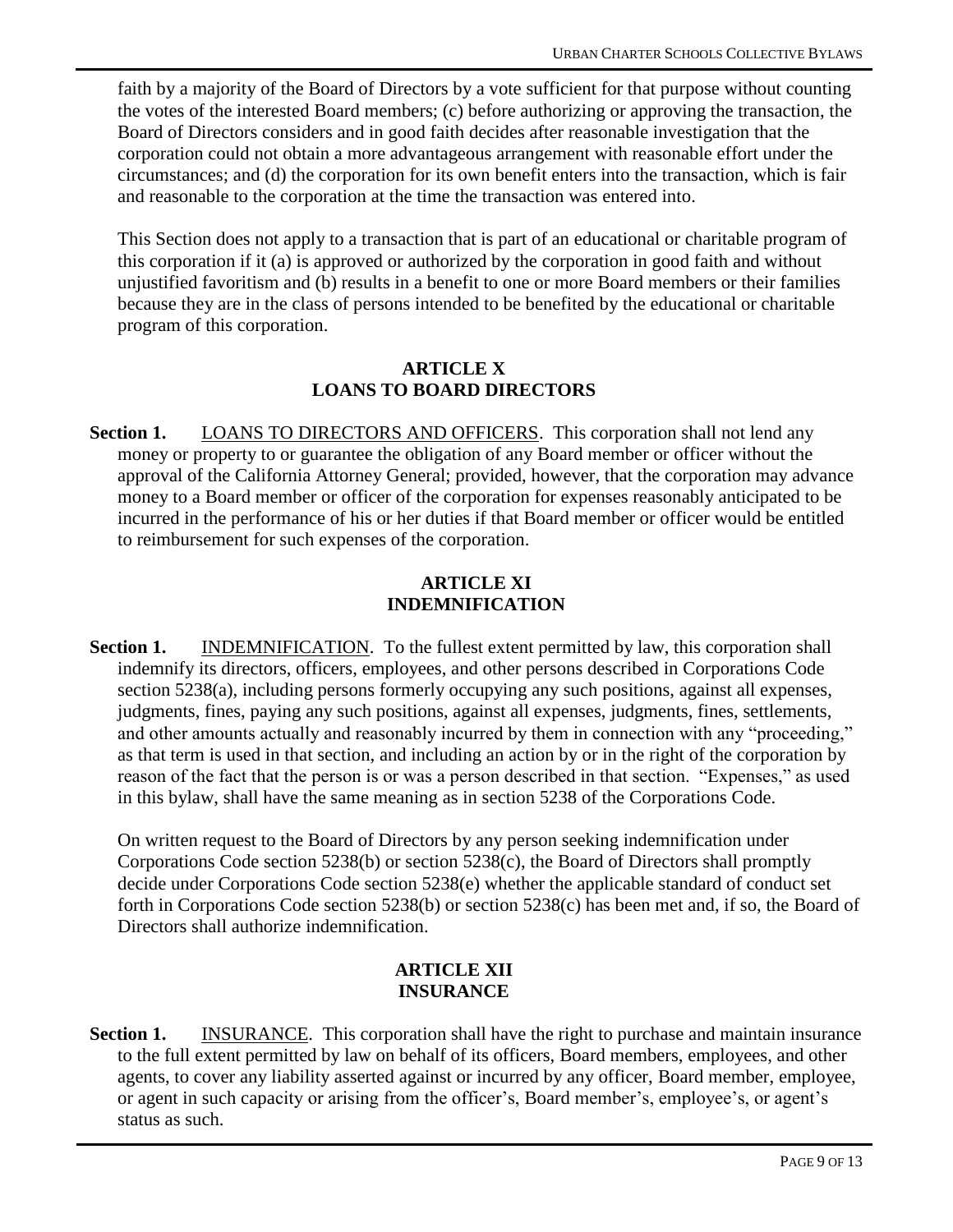faith by a majority of the Board of Directors by a vote sufficient for that purpose without counting the votes of the interested Board members; (c) before authorizing or approving the transaction, the Board of Directors considers and in good faith decides after reasonable investigation that the corporation could not obtain a more advantageous arrangement with reasonable effort under the circumstances; and (d) the corporation for its own benefit enters into the transaction, which is fair and reasonable to the corporation at the time the transaction was entered into.

This Section does not apply to a transaction that is part of an educational or charitable program of this corporation if it (a) is approved or authorized by the corporation in good faith and without unjustified favoritism and (b) results in a benefit to one or more Board members or their families because they are in the class of persons intended to be benefited by the educational or charitable program of this corporation.

## ARTICLE X
## LOANS TO BOARD DIRECTORS

**Section 1.** LOANS TO DIRECTORS AND OFFICERS. This corporation shall not lend any money or property to or guarantee the obligation of any Board member or officer without the approval of the California Attorney General; provided, however, that the corporation may advance money to a Board member or officer of the corporation for expenses reasonably anticipated to be incurred in the performance of his or her duties if that Board member or officer would be entitled to reimbursement for such expenses of the corporation.

## ARTICLE XI
## INDEMNIFICATION

**Section 1.** INDEMNIFICATION. To the fullest extent permitted by law, this corporation shall indemnify its directors, officers, employees, and other persons described in Corporations Code section 5238(a), including persons formerly occupying any such positions, against all expenses, judgments, fines, paying any such positions, against all expenses, judgments, fines, settlements, and other amounts actually and reasonably incurred by them in connection with any "proceeding," as that term is used in that section, and including an action by or in the right of the corporation by reason of the fact that the person is or was a person described in that section. "Expenses," as used in this bylaw, shall have the same meaning as in section 5238 of the Corporations Code.

On written request to the Board of Directors by any person seeking indemnification under Corporations Code section 5238(b) or section 5238(c), the Board of Directors shall promptly decide under Corporations Code section 5238(e) whether the applicable standard of conduct set forth in Corporations Code section 5238(b) or section 5238(c) has been met and, if so, the Board of Directors shall authorize indemnification.

## ARTICLE XII
## INSURANCE

**Section 1.** INSURANCE. This corporation shall have the right to purchase and maintain insurance to the full extent permitted by law on behalf of its officers, Board members, employees, and other agents, to cover any liability asserted against or incurred by any officer, Board member, employee, or agent in such capacity or arising from the officer's, Board member's, employee's, or agent's status as such.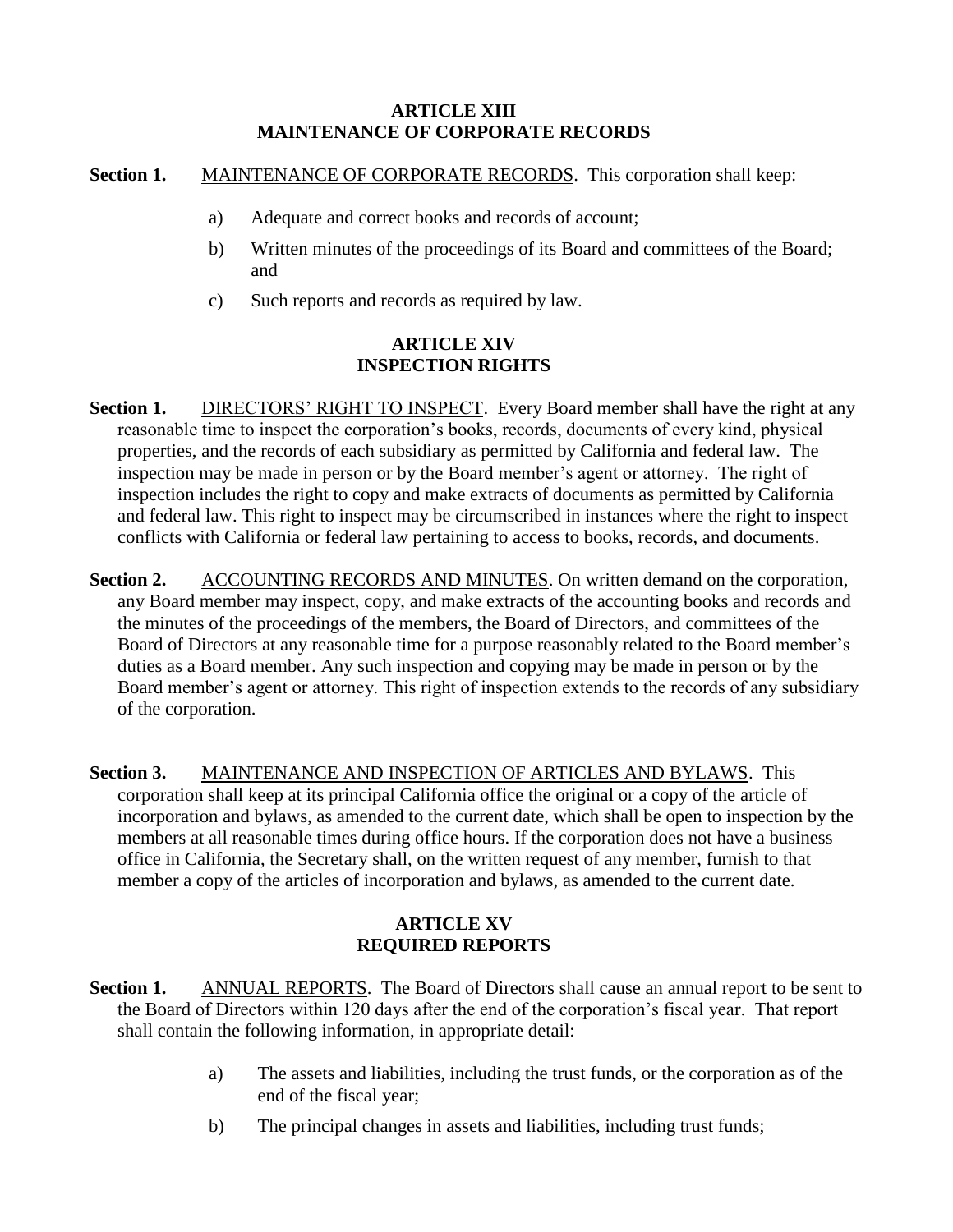## ARTICLE XIII
## MAINTENANCE OF CORPORATE RECORDS

**Section 1.** MAINTENANCE OF CORPORATE RECORDS. This corporation shall keep:

a) Adequate and correct books and records of account;

b) Written minutes of the proceedings of its Board and committees of the Board; and

c) Such reports and records as required by law.

## ARTICLE XIV
## INSPECTION RIGHTS

**Section 1.** DIRECTORS' RIGHT TO INSPECT. Every Board member shall have the right at any reasonable time to inspect the corporation's books, records, documents of every kind, physical properties, and the records of each subsidiary as permitted by California and federal law. The inspection may be made in person or by the Board member's agent or attorney. The right of inspection includes the right to copy and make extracts of documents as permitted by California and federal law. This right to inspect may be circumscribed in instances where the right to inspect conflicts with California or federal law pertaining to access to books, records, and documents.

**Section 2.** ACCOUNTING RECORDS AND MINUTES. On written demand on the corporation, any Board member may inspect, copy, and make extracts of the accounting books and records and the minutes of the proceedings of the members, the Board of Directors, and committees of the Board of Directors at any reasonable time for a purpose reasonably related to the Board member's duties as a Board member. Any such inspection and copying may be made in person or by the Board member's agent or attorney. This right of inspection extends to the records of any subsidiary of the corporation.

**Section 3.** MAINTENANCE AND INSPECTION OF ARTICLES AND BYLAWS. This corporation shall keep at its principal California office the original or a copy of the article of incorporation and bylaws, as amended to the current date, which shall be open to inspection by the members at all reasonable times during office hours. If the corporation does not have a business office in California, the Secretary shall, on the written request of any member, furnish to that member a copy of the articles of incorporation and bylaws, as amended to the current date.

## ARTICLE XV
## REQUIRED REPORTS

**Section 1.** ANNUAL REPORTS. The Board of Directors shall cause an annual report to be sent to the Board of Directors within 120 days after the end of the corporation's fiscal year. That report shall contain the following information, in appropriate detail:

a) The assets and liabilities, including the trust funds, or the corporation as of the end of the fiscal year;

b) The principal changes in assets and liabilities, including trust funds;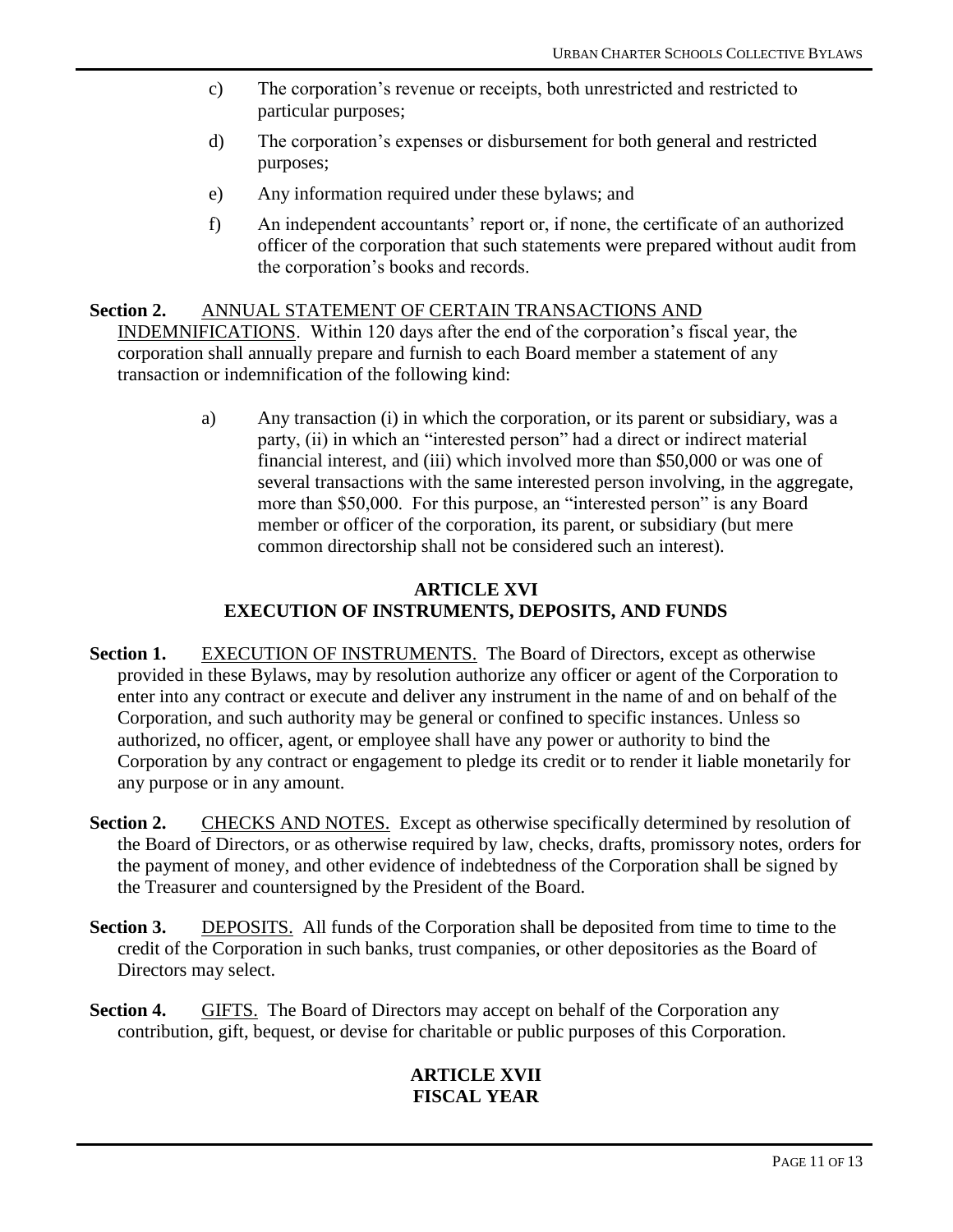c) The corporation's revenue or receipts, both unrestricted and restricted to particular purposes;

d) The corporation's expenses or disbursement for both general and restricted purposes;

e) Any information required under these bylaws; and

f) An independent accountants' report or, if none, the certificate of an authorized officer of the corporation that such statements were prepared without audit from the corporation's books and records.

**Section 2.** ANNUAL STATEMENT OF CERTAIN TRANSACTIONS AND INDEMNIFICATIONS. Within 120 days after the end of the corporation's fiscal year, the corporation shall annually prepare and furnish to each Board member a statement of any transaction or indemnification of the following kind:

a) Any transaction (i) in which the corporation, or its parent or subsidiary, was a party, (ii) in which an "interested person" had a direct or indirect material financial interest, and (iii) which involved more than $50,000 or was one of several transactions with the same interested person involving, in the aggregate, more than $50,000. For this purpose, an "interested person" is any Board member or officer of the corporation, its parent, or subsidiary (but mere common directorship shall not be considered such an interest).

## ARTICLE XVI
## EXECUTION OF INSTRUMENTS, DEPOSITS, AND FUNDS

**Section 1.** EXECUTION OF INSTRUMENTS. The Board of Directors, except as otherwise provided in these Bylaws, may by resolution authorize any officer or agent of the Corporation to enter into any contract or execute and deliver any instrument in the name of and on behalf of the Corporation, and such authority may be general or confined to specific instances. Unless so authorized, no officer, agent, or employee shall have any power or authority to bind the Corporation by any contract or engagement to pledge its credit or to render it liable monetarily for any purpose or in any amount.

**Section 2.** CHECKS AND NOTES. Except as otherwise specifically determined by resolution of the Board of Directors, or as otherwise required by law, checks, drafts, promissory notes, orders for the payment of money, and other evidence of indebtedness of the Corporation shall be signed by the Treasurer and countersigned by the President of the Board.

**Section 3.** DEPOSITS. All funds of the Corporation shall be deposited from time to time to the credit of the Corporation in such banks, trust companies, or other depositories as the Board of Directors may select.

**Section 4.** GIFTS. The Board of Directors may accept on behalf of the Corporation any contribution, gift, bequest, or devise for charitable or public purposes of this Corporation.

## ARTICLE XVII
## FISCAL YEAR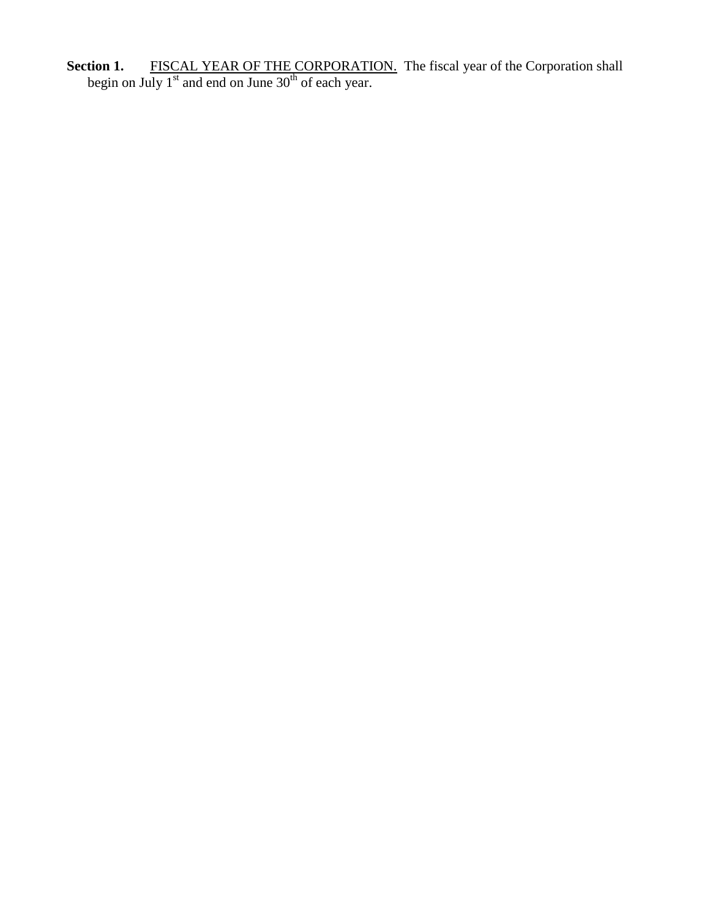**Section 1.** <u>FISCAL YEAR OF THE CORPORATION.</u> The fiscal year of the Corporation shall begin on July 1st and end on June 30th of each year.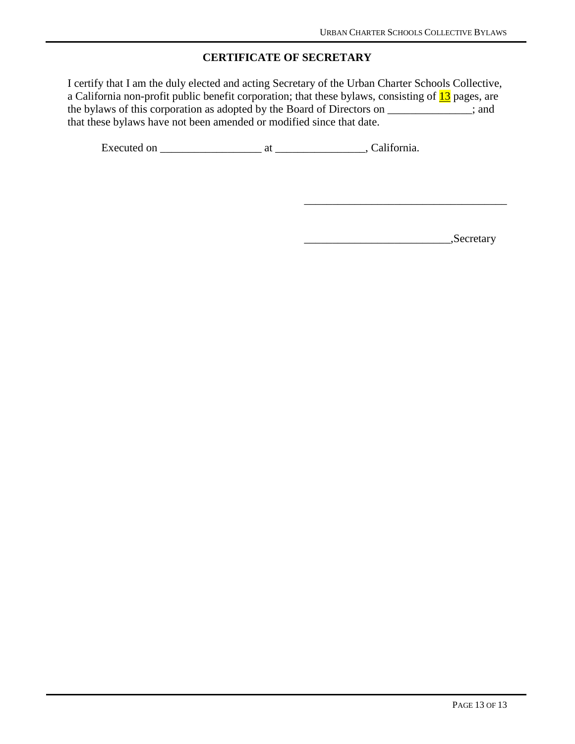## CERTIFICATE OF SECRETARY

I certify that I am the duly elected and acting Secretary of the Urban Charter Schools Collective, a California non-profit public benefit corporation; that these bylaws, consisting of 13 pages, are the bylaws of this corporation as adopted by the Board of Directors on _______________; and that these bylaws have not been amended or modified since that date.

Executed on __________________ at ________________, California.

____________________________________

__________________________,Secretary